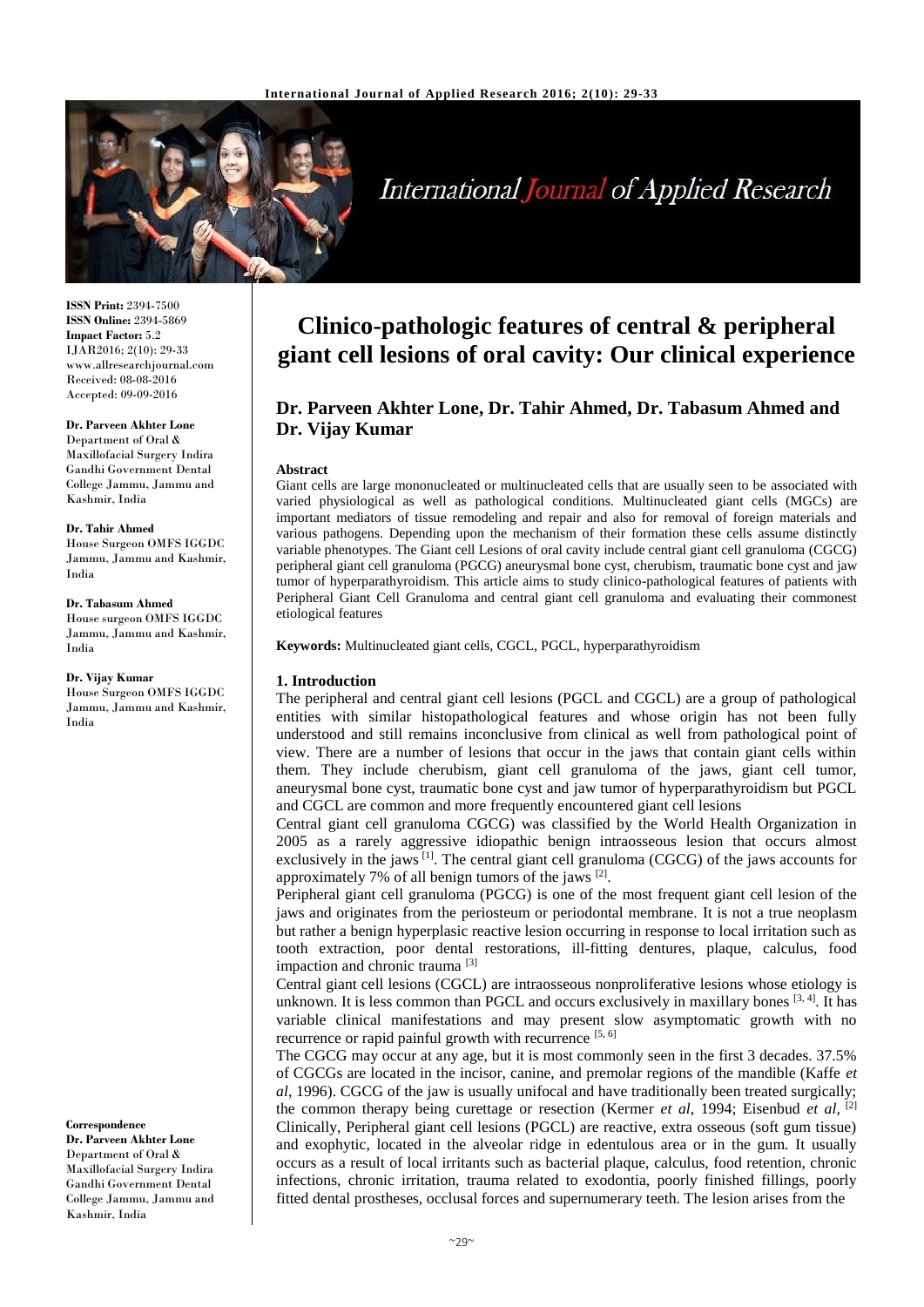# Clinico-pathologic features of central & peripheral giant cell lesions of oral cavity: Our clinical experience

**Dr. Parveen Akhter Lone, Dr. Tahir Ahmed, Dr. Tabasum Ahmed and Dr. Vijay Kumar**

ISSN Print: 2394-7500
ISSN Online: 2394-5869
Impact Factor: 5.2
IJAR2016; 2(10): 29-33
www.allresearchjournal.com
Received: 08-08-2016
Accepted: 09-09-2016

**Dr. Parveen Akhter Lone**
Department of Oral & Maxillofacial Surgery Indira Gandhi Government Dental College Jammu, Jammu and Kashmir, India

**Dr. Tahir Ahmed**
House Surgeon OMFS IGGDC Jammu, Jammu and Kashmir, India

**Dr. Tabasum Ahmed**
House surgeon OMFS IGGDC Jammu, Jammu and Kashmir, India

**Dr. Vijay Kumar**
House Surgeon OMFS IGGDC Jammu, Jammu and Kashmir, India

**Correspondence**
**Dr. Parveen Akhter Lone**
Department of Oral & Maxillofacial Surgery Indira Gandhi Government Dental College Jammu, Jammu and Kashmir, India

## Abstract

Giant cells are large mononucleated or multinucleated cells that are usually seen to be associated with varied physiological as well as pathological conditions. Multinucleated giant cells (MGCs) are important mediators of tissue remodeling and repair and also for removal of foreign materials and various pathogens. Depending upon the mechanism of their formation these cells assume distinctly variable phenotypes. The Giant cell Lesions of oral cavity include central giant cell granuloma (CGCG) peripheral giant cell granuloma (PGCG) aneurysmal bone cyst, cherubism, traumatic bone cyst and jaw tumor of hyperparathyroidism. This article aims to study clinico-pathological features of patients with Peripheral Giant Cell Granuloma and central giant cell granuloma and evaluating their commonest etiological features

**Keywords:** Multinucleated giant cells, CGCL, PGCL, hyperparathyroidism

## 1. Introduction

The peripheral and central giant cell lesions (PGCL and CGCL) are a group of pathological entities with similar histopathological features and whose origin has not been fully understood and still remains inconclusive from clinical as well from pathological point of view. There are a number of lesions that occur in the jaws that contain giant cells within them. They include cherubism, giant cell granuloma of the jaws, giant cell tumor, aneurysmal bone cyst, traumatic bone cyst and jaw tumor of hyperparathyroidism but PGCL and CGCL are common and more frequently encountered giant cell lesions

Central giant cell granuloma CGCG) was classified by the World Health Organization in 2005 as a rarely aggressive idiopathic benign intraosseous lesion that occurs almost exclusively in the jaws [1]. The central giant cell granuloma (CGCG) of the jaws accounts for approximately 7% of all benign tumors of the jaws [2].

Peripheral giant cell granuloma (PGCG) is one of the most frequent giant cell lesion of the jaws and originates from the periosteum or periodontal membrane. It is not a true neoplasm but rather a benign hyperplasic reactive lesion occurring in response to local irritation such as tooth extraction, poor dental restorations, ill-fitting dentures, plaque, calculus, food impaction and chronic trauma [3]

Central giant cell lesions (CGCL) are intraosseous nonproliferative lesions whose etiology is unknown. It is less common than PGCL and occurs exclusively in maxillary bones [3, 4]. It has variable clinical manifestations and may present slow asymptomatic growth with no recurrence or rapid painful growth with recurrence [5, 6]

The CGCG may occur at any age, but it is most commonly seen in the first 3 decades. 37.5% of CGCGs are located in the incisor, canine, and premolar regions of the mandible (Kaffe *et al*, 1996). CGCG of the jaw is usually unifocal and have traditionally been treated surgically; the common therapy being curettage or resection (Kermer *et al*, 1994; Eisenbud *et al*, [2]

Clinically, Peripheral giant cell lesions (PGCL) are reactive, extra osseous (soft gum tissue) and exophytic, located in the alveolar ridge in edentulous area or in the gum. It usually occurs as a result of local irritants such as bacterial plaque, calculus, food retention, chronic infections, chronic irritation, trauma related to exodontia, poorly finished fillings, poorly fitted dental prostheses, occlusal forces and supernumerary teeth. The lesion arises from the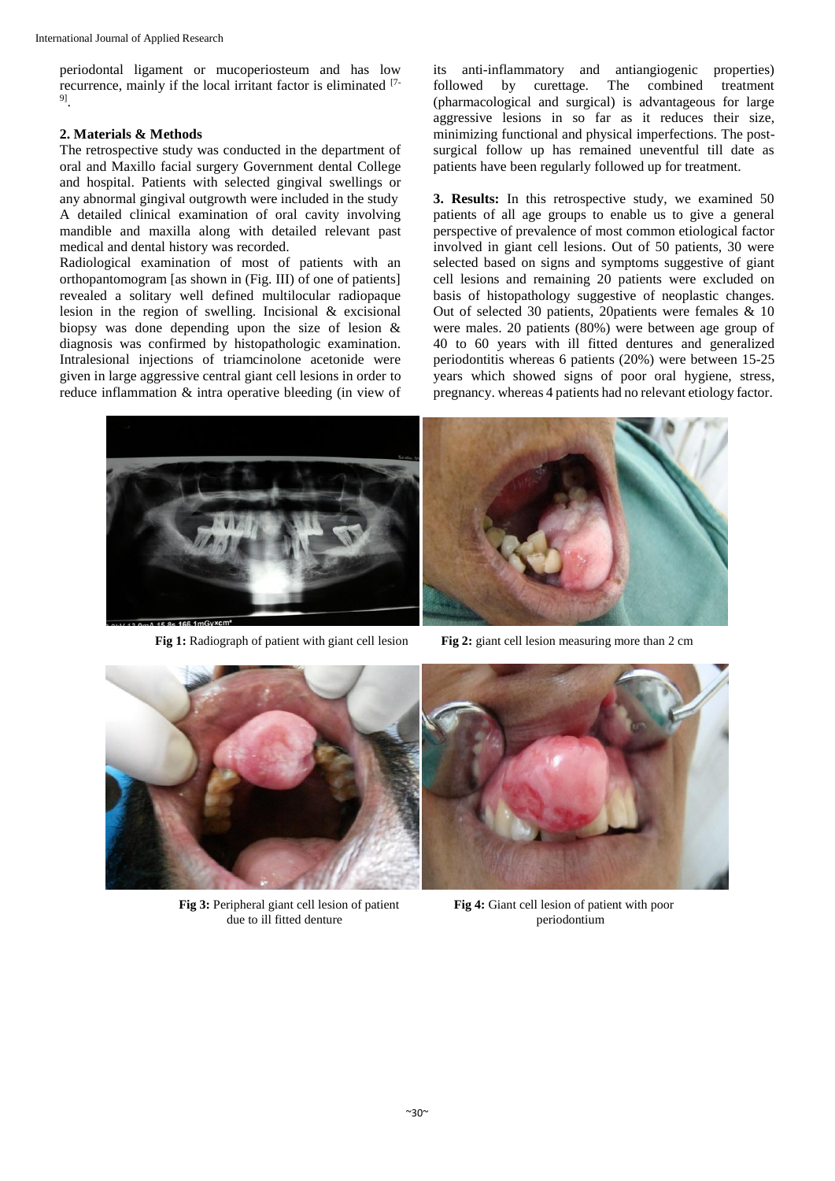periodontal ligament or mucoperiosteum and has low recurrence, mainly if the local irritant factor is eliminated [7-9].

## 2. Materials & Methods

The retrospective study was conducted in the department of oral and Maxillo facial surgery Government dental College and hospital. Patients with selected gingival swellings or any abnormal gingival outgrowth were included in the study

A detailed clinical examination of oral cavity involving mandible and maxilla along with detailed relevant past medical and dental history was recorded.

Radiological examination of most of patients with an orthopantomogram [as shown in (Fig. III) of one of patients] revealed a solitary well defined multilocular radiopaque lesion in the region of swelling. Incisional & excisional biopsy was done depending upon the size of lesion & diagnosis was confirmed by histopathologic examination. Intralesional injections of triamcinolone acetonide were given in large aggressive central giant cell lesions in order to reduce inflammation & intra operative bleeding (in view of its anti-inflammatory and antiangiogenic properties) followed by curettage. The combined treatment (pharmacological and surgical) is advantageous for large aggressive lesions in so far as it reduces their size, minimizing functional and physical imperfections. The post-surgical follow up has remained uneventful till date as patients have been regularly followed up for treatment.

**3. Results:** In this retrospective study, we examined 50 patients of all age groups to enable us to give a general perspective of prevalence of most common etiological factor involved in giant cell lesions. Out of 50 patients, 30 were selected based on signs and symptoms suggestive of giant cell lesions and remaining 20 patients were excluded on basis of histopathology suggestive of neoplastic changes. Out of selected 30 patients, 20patients were females & 10 were males. 20 patients (80%) were between age group of 40 to 60 years with ill fitted dentures and generalized periodontitis whereas 6 patients (20%) were between 15-25 years which showed signs of poor oral hygiene, stress, pregnancy. whereas 4 patients had no relevant etiology factor.

**Fig 1:** Radiograph of patient with giant cell lesion

**Fig 2:** giant cell lesion measuring more than 2 cm

**Fig 3:** Peripheral giant cell lesion of patient due to ill fitted denture

**Fig 4:** Giant cell lesion of patient with poor periodontium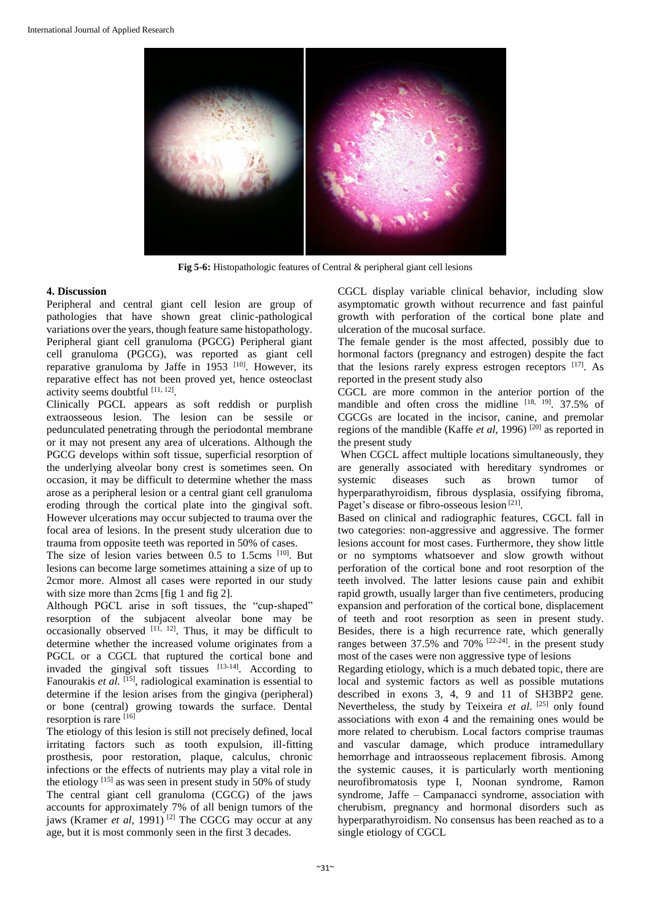Fig 5-6: Histopathologic features of Central & peripheral giant cell lesions

## 4. Discussion

Peripheral and central giant cell lesion are group of pathologies that have shown great clinic-pathological variations over the years, though feature same histopathology. Peripheral giant cell granuloma (PGCG) Peripheral giant cell granuloma (PGCG), was reported as giant cell reparative granuloma by Jaffe in 1953 [10]. However, its reparative effect has not been proved yet, hence osteoclast activity seems doubtful [11, 12].

Clinically PGCL appears as soft reddish or purplish extraosseous lesion. The lesion can be sessile or pedunculated penetrating through the periodontal membrane or it may not present any area of ulcerations. Although the PGCG develops within soft tissue, superficial resorption of the underlying alveolar bony crest is sometimes seen. On occasion, it may be difficult to determine whether the mass arose as a peripheral lesion or a central giant cell granuloma eroding through the cortical plate into the gingival soft. However ulcerations may occur subjected to trauma over the focal area of lesions. In the present study ulceration due to trauma from opposite teeth was reported in 50% of cases.

The size of lesion varies between 0.5 to 1.5cms [10]. But lesions can become large sometimes attaining a size of up to 2cmor more. Almost all cases were reported in our study with size more than 2cms [fig 1 and fig 2].

Although PGCL arise in soft tissues, the "cup-shaped" resorption of the subjacent alveolar bone may be occasionally observed [11, 12]. Thus, it may be difficult to determine whether the increased volume originates from a PGCL or a CGCL that ruptured the cortical bone and invaded the gingival soft tissues [13-14]. According to Fanourakis *et al.* [15], radiological examination is essential to determine if the lesion arises from the gingiva (peripheral) or bone (central) growing towards the surface. Dental resorption is rare [16]

The etiology of this lesion is still not precisely defined, local irritating factors such as tooth expulsion, ill-fitting prosthesis, poor restoration, plaque, calculus, chronic infections or the effects of nutrients may play a vital role in the etiology [15] as was seen in present study in 50% of study

The central giant cell granuloma (CGCG) of the jaws accounts for approximately 7% of all benign tumors of the jaws (Kramer *et al*, 1991) [2] The CGCG may occur at any age, but it is most commonly seen in the first 3 decades.

CGCL display variable clinical behavior, including slow asymptomatic growth without recurrence and fast painful growth with perforation of the cortical bone plate and ulceration of the mucosal surface.

The female gender is the most affected, possibly due to hormonal factors (pregnancy and estrogen) despite the fact that the lesions rarely express estrogen receptors [17]. As reported in the present study also

CGCL are more common in the anterior portion of the mandible and often cross the midline [18, 19]. 37.5% of CGCGs are located in the incisor, canine, and premolar regions of the mandible (Kaffe *et al*, 1996) [20] as reported in the present study

When CGCL affect multiple locations simultaneously, they are generally associated with hereditary syndromes or systemic diseases such as brown tumor of hyperparathyroidism, fibrous dysplasia, ossifying fibroma, Paget's disease or fibro-osseous lesion [21].

Based on clinical and radiographic features, CGCL fall in two categories: non-aggressive and aggressive. The former lesions account for most cases. Furthermore, they show little or no symptoms whatsoever and slow growth without perforation of the cortical bone and root resorption of the teeth involved. The latter lesions cause pain and exhibit rapid growth, usually larger than five centimeters, producing expansion and perforation of the cortical bone, displacement of teeth and root resorption as seen in present study. Besides, there is a high recurrence rate, which generally ranges between 37.5% and 70% [22-24]. in the present study most of the cases were non aggressive type of lesions

Regarding etiology, which is a much debated topic, there are local and systemic factors as well as possible mutations described in exons 3, 4, 9 and 11 of SH3BP2 gene. Nevertheless, the study by Teixeira *et al*. [25] only found associations with exon 4 and the remaining ones would be more related to cherubism. Local factors comprise traumas and vascular damage, which produce intramedullary hemorrhage and intraosseous replacement fibrosis. Among the systemic causes, it is particularly worth mentioning neurofibromatosis type I, Noonan syndrome, Ramon syndrome, Jaffe – Campanacci syndrome, association with cherubism, pregnancy and hormonal disorders such as hyperparathyroidism. No consensus has been reached as to a single etiology of CGCL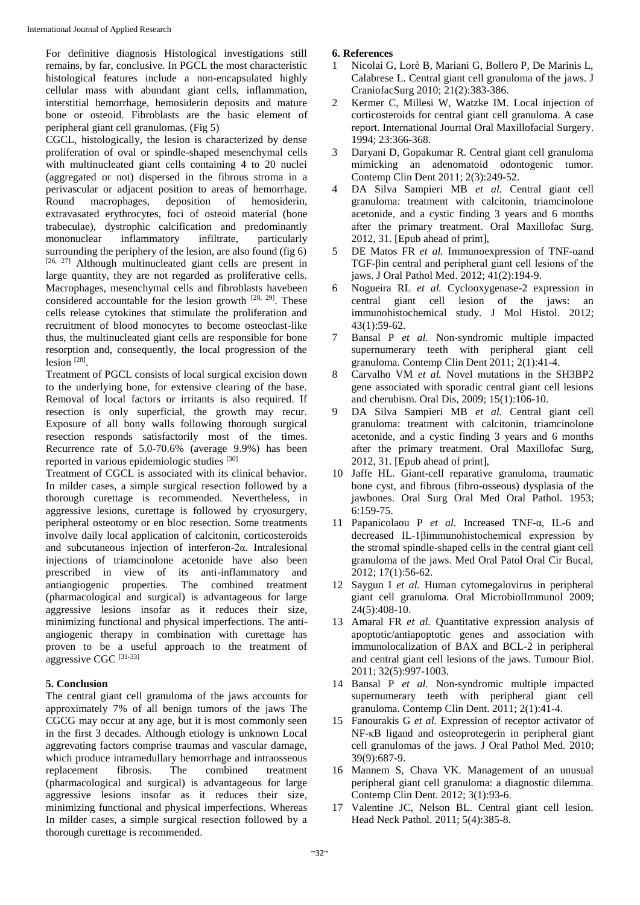For definitive diagnosis Histological investigations still remains, by far, conclusive. In PGCL the most characteristic histological features include a non-encapsulated highly cellular mass with abundant giant cells, inflammation, interstitial hemorrhage, hemosiderin deposits and mature bone or osteoid. Fibroblasts are the basic element of peripheral giant cell granulomas. (Fig 5)

CGCL, histologically, the lesion is characterized by dense proliferation of oval or spindle-shaped mesenchymal cells with multinucleated giant cells containing 4 to 20 nuclei (aggregated or not) dispersed in the fibrous stroma in a perivascular or adjacent position to areas of hemorrhage. Round macrophages, deposition of hemosiderin, extravasated erythrocytes, foci of osteoid material (bone trabeculae), dystrophic calcification and predominantly mononuclear inflammatory infiltrate, particularly surrounding the periphery of the lesion, are also found (fig 6) [26, 27] Although multinucleated giant cells are present in large quantity, they are not regarded as proliferative cells. Macrophages, mesenchymal cells and fibroblasts havebeen considered accountable for the lesion growth [28, 29]. These cells release cytokines that stimulate the proliferation and recruitment of blood monocytes to become osteoclast-like thus, the multinucleated giant cells are responsible for bone resorption and, consequently, the local progression of the lesion [28].

Treatment of PGCL consists of local surgical excision down to the underlying bone, for extensive clearing of the base. Removal of local factors or irritants is also required. If resection is only superficial, the growth may recur. Exposure of all bony walls following thorough surgical resection responds satisfactorily most of the times. Recurrence rate of 5.0-70.6% (average 9.9%) has been reported in various epidemiologic studies [30]

Treatment of CGCL is associated with its clinical behavior. In milder cases, a simple surgical resection followed by a thorough curettage is recommended. Nevertheless, in aggressive lesions, curettage is followed by cryosurgery, peripheral osteotomy or en bloc resection. Some treatments involve daily local application of calcitonin, corticosteroids and subcutaneous injection of interferon-2α. Intralesional injections of triamcinolone acetonide have also been prescribed in view of its anti-inflammatory and antiangiogenic properties. The combined treatment (pharmacological and surgical) is advantageous for large aggressive lesions insofar as it reduces their size, minimizing functional and physical imperfections. The anti-angiogenic therapy in combination with curettage has proven to be a useful approach to the treatment of aggressive CGC [31-33]

## 5. Conclusion

The central giant cell granuloma of the jaws accounts for approximately 7% of all benign tumors of the jaws The CGCG may occur at any age, but it is most commonly seen in the first 3 decades. Although etiology is unknown Local aggrevating factors comprise traumas and vascular damage, which produce intramedullary hemorrhage and intraosseous replacement fibrosis. The combined treatment (pharmacological and surgical) is advantageous for large aggressive lesions insofar as it reduces their size, minimizing functional and physical imperfections. Whereas In milder cases, a simple surgical resection followed by a thorough curettage is recommended.

## 6. References

1. Nicolai G, Lorè B, Mariani G, Bollero P, De Marinis L, Calabrese L. Central giant cell granuloma of the jaws. J CraniofacSurg 2010; 21(2):383-386.
2. Kermer C, Millesi W, Watzke IM. Local injection of corticosteroids for central giant cell granuloma. A case report. International Journal Oral Maxillofacial Surgery. 1994; 23:366-368.
3. Daryani D, Gopakumar R. Central giant cell granuloma mimicking an adenomatoid odontogenic tumor. Contemp Clin Dent 2011; 2(3):249-52.
4. DA Silva Sampieri MB *et al.* Central giant cell granuloma: treatment with calcitonin, triamcinolone acetonide, and a cystic finding 3 years and 6 months after the primary treatment. Oral Maxillofac Surg. 2012, 31. [Epub ahead of print],
5. DE Matos FR *et al.* Immunoexpression of TNF-αand TGF-βin central and peripheral giant cell lesions of the jaws. J Oral Pathol Med. 2012; 41(2):194-9.
6. Nogueira RL *et al.* Cyclooxygenase-2 expression in central giant cell lesion of the jaws: an immunohistochemical study. J Mol Histol. 2012; 43(1):59-62.
7. Bansal P *et al.* Non-syndromic multiple impacted supernumerary teeth with peripheral giant cell granuloma. Contemp Clin Dent 2011; 2(1):41-4.
8. Carvalho VM *et al.* Novel mutations in the SH3BP2 gene associated with sporadic central giant cell lesions and cherubism. Oral Dis, 2009; 15(1):106-10.
9. DA Silva Sampieri MB *et al.* Central giant cell granuloma: treatment with calcitonin, triamcinolone acetonide, and a cystic finding 3 years and 6 months after the primary treatment. Oral Maxillofac Surg, 2012, 31. [Epub ahead of print],
10. Jaffe HL. Giant-cell reparative granuloma, traumatic bone cyst, and fibrous (fibro-osseous) dysplasia of the jawbones. Oral Surg Oral Med Oral Pathol. 1953; 6:159-75.
11. Papanicolaou P *et al.* Increased TNF-α, IL-6 and decreased IL-1βimmunohistochemical expression by the stromal spindle-shaped cells in the central giant cell granuloma of the jaws. Med Oral Patol Oral Cir Bucal, 2012; 17(1):56-62.
12. Saygun I *et al.* Human cytomegalovirus in peripheral giant cell granuloma. Oral MicrobiolImmunol 2009; 24(5):408-10.
13. Amaral FR *et al.* Quantitative expression analysis of apoptotic/antiapoptotic genes and association with immunolocalization of BAX and BCL-2 in peripheral and central giant cell lesions of the jaws. Tumour Biol. 2011; 32(5):997-1003.
14. Bansal P *et al.* Non-syndromic multiple impacted supernumerary teeth with peripheral giant cell granuloma. Contemp Clin Dent. 2011; 2(1):41-4.
15. Fanourakis G *et al.* Expression of receptor activator of NF-κB ligand and osteoprotegerin in peripheral giant cell granulomas of the jaws. J Oral Pathol Med. 2010; 39(9):687-9.
16. Mannem S, Chava VK. Management of an unusual peripheral giant cell granuloma: a diagnostic dilemma. Contemp Clin Dent. 2012; 3(1):93-6.
17. Valentine JC, Nelson BL. Central giant cell lesion. Head Neck Pathol. 2011; 5(4):385-8.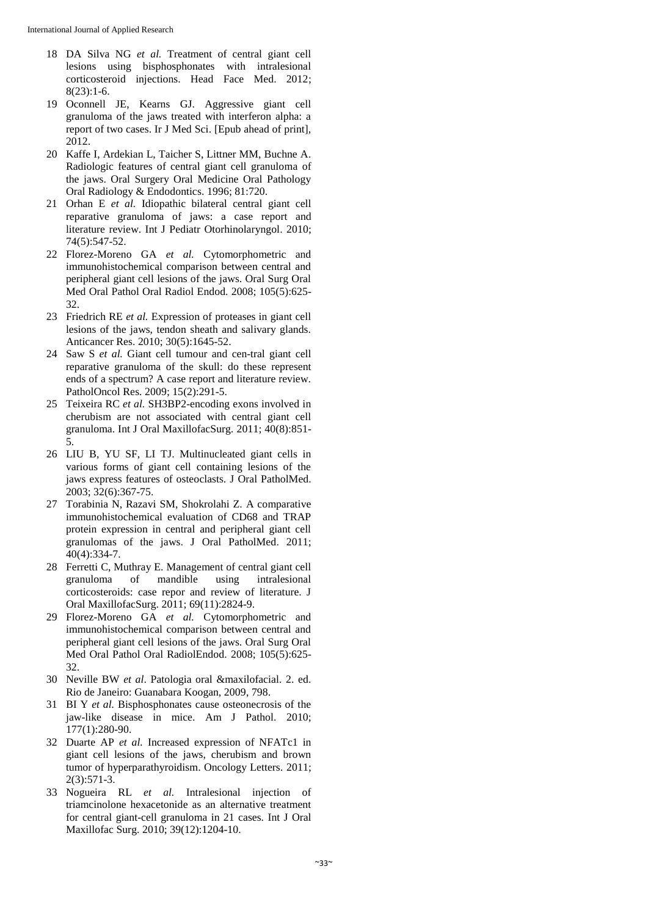18. DA Silva NG *et al.* Treatment of central giant cell lesions using bisphosphonates with intralesional corticosteroid injections. Head Face Med. 2012; 8(23):1-6.
19. Oconnell JE, Kearns GJ. Aggressive giant cell granuloma of the jaws treated with interferon alpha: a report of two cases. Ir J Med Sci. [Epub ahead of print], 2012.
20. Kaffe I, Ardekian L, Taicher S, Littner MM, Buchne A. Radiologic features of central giant cell granuloma of the jaws. Oral Surgery Oral Medicine Oral Pathology Oral Radiology & Endodontics. 1996; 81:720.
21. Orhan E *et al.* Idiopathic bilateral central giant cell reparative granuloma of jaws: a case report and literature review. Int J Pediatr Otorhinolaryngol. 2010; 74(5):547-52.
22. Florez-Moreno GA *et al.* Cytomorphometric and immunohistochemical comparison between central and peripheral giant cell lesions of the jaws. Oral Surg Oral Med Oral Pathol Oral Radiol Endod. 2008; 105(5):625-32.
23. Friedrich RE *et al.* Expression of proteases in giant cell lesions of the jaws, tendon sheath and salivary glands. Anticancer Res. 2010; 30(5):1645-52.
24. Saw S *et al.* Giant cell tumour and cen-tral giant cell reparative granuloma of the skull: do these represent ends of a spectrum? A case report and literature review. PatholOncol Res. 2009; 15(2):291-5.
25. Teixeira RC *et al.* SH3BP2-encoding exons involved in cherubism are not associated with central giant cell granuloma. Int J Oral MaxillofacSurg. 2011; 40(8):851-5.
26. LIU B, YU SF, LI TJ. Multinucleated giant cells in various forms of giant cell containing lesions of the jaws express features of osteoclasts. J Oral PatholMed. 2003; 32(6):367-75.
27. Torabinia N, Razavi SM, Shokrolahi Z. A comparative immunohistochemical evaluation of CD68 and TRAP protein expression in central and peripheral giant cell granulomas of the jaws. J Oral PatholMed. 2011; 40(4):334-7.
28. Ferretti C, Muthray E. Management of central giant cell granuloma of mandible using intralesional corticosteroids: case repor and review of literature. J Oral MaxillofacSurg. 2011; 69(11):2824-9.
29. Florez-Moreno GA *et al.* Cytomorphometric and immunohistochemical comparison between central and peripheral giant cell lesions of the jaws. Oral Surg Oral Med Oral Pathol Oral RadiolEndod. 2008; 105(5):625-32.
30. Neville BW *et al*. Patologia oral &maxilofacial. 2. ed. Rio de Janeiro: Guanabara Koogan, 2009, 798.
31. BI Y *et al.* Bisphosphonates cause osteonecrosis of the jaw-like disease in mice. Am J Pathol. 2010; 177(1):280-90.
32. Duarte AP *et al.* Increased expression of NFATc1 in giant cell lesions of the jaws, cherubism and brown tumor of hyperparathyroidism. Oncology Letters. 2011; 2(3):571-3.
33. Nogueira RL *et al.* Intralesional injection of triamcinolone hexacetonide as an alternative treatment for central giant-cell granuloma in 21 cases. Int J Oral Maxillofac Surg. 2010; 39(12):1204-10.